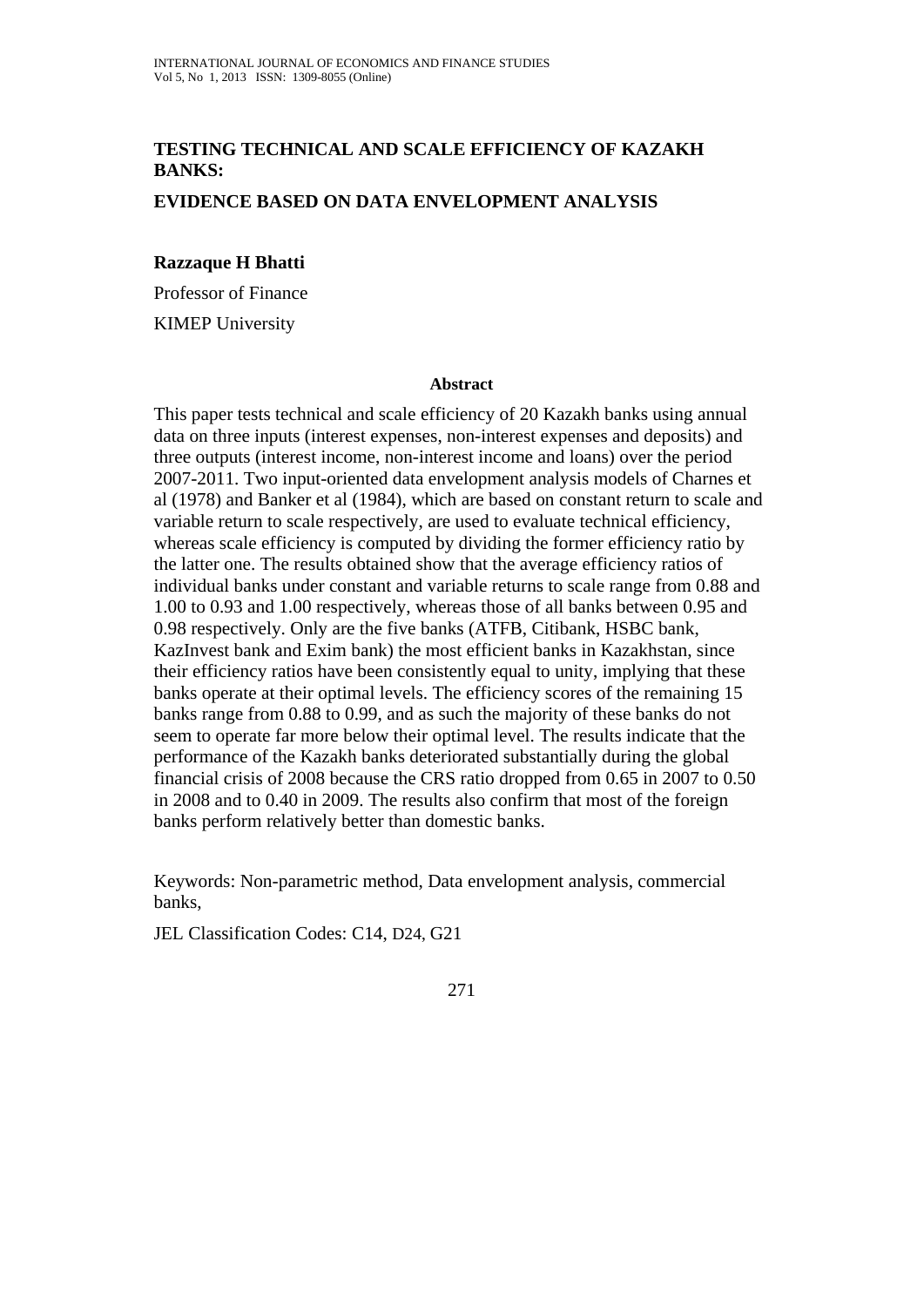# TESTING TECHNICAL AND SCALE EFFICIENCY OF KAZAKH BANKS:

## EVIDENCE BASED ON DATA ENVELOPMENT ANALYSIS

**Razzaque H Bhatti**

Professor of Finance

KIMEP University

**Abstract**

This paper tests technical and scale efficiency of 20 Kazakh banks using annual data on three inputs (interest expenses, non-interest expenses and deposits) and three outputs (interest income, non-interest income and loans) over the period 2007-2011. Two input-oriented data envelopment analysis models of Charnes et al (1978) and Banker et al (1984), which are based on constant return to scale and variable return to scale respectively, are used to evaluate technical efficiency, whereas scale efficiency is computed by dividing the former efficiency ratio by the latter one. The results obtained show that the average efficiency ratios of individual banks under constant and variable returns to scale range from 0.88 and 1.00 to 0.93 and 1.00 respectively, whereas those of all banks between 0.95 and 0.98 respectively. Only are the five banks (ATFB, Citibank, HSBC bank, KazInvest bank and Exim bank) the most efficient banks in Kazakhstan, since their efficiency ratios have been consistently equal to unity, implying that these banks operate at their optimal levels. The efficiency scores of the remaining 15 banks range from 0.88 to 0.99, and as such the majority of these banks do not seem to operate far more below their optimal level. The results indicate that the performance of the Kazakh banks deteriorated substantially during the global financial crisis of 2008 because the CRS ratio dropped from 0.65 in 2007 to 0.50 in 2008 and to 0.40 in 2009. The results also confirm that most of the foreign banks perform relatively better than domestic banks.

Keywords: Non-parametric method, Data envelopment analysis, commercial banks,

JEL Classification Codes: C14, D24, G21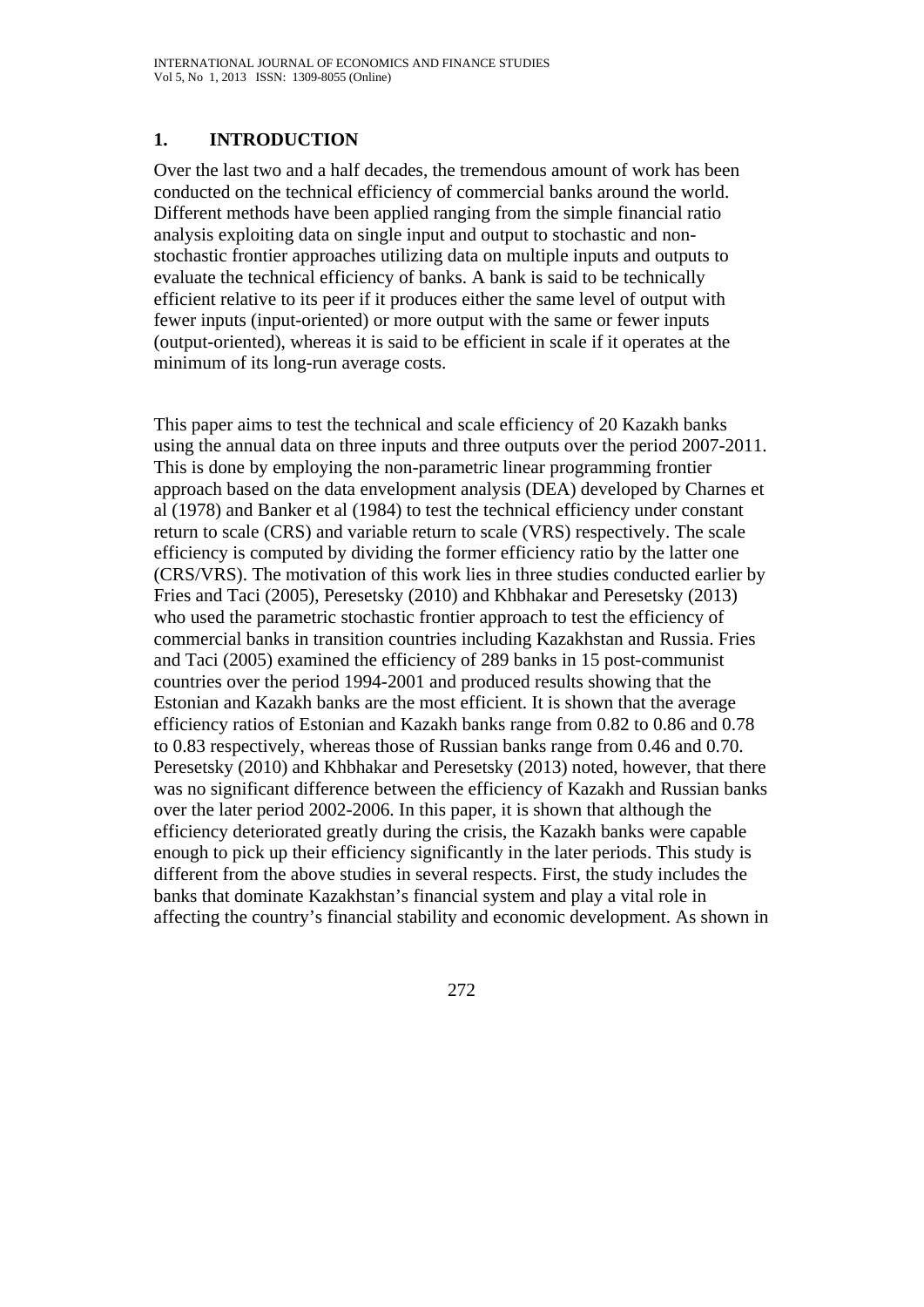## 1. INTRODUCTION

Over the last two and a half decades, the tremendous amount of work has been conducted on the technical efficiency of commercial banks around the world. Different methods have been applied ranging from the simple financial ratio analysis exploiting data on single input and output to stochastic and non-stochastic frontier approaches utilizing data on multiple inputs and outputs to evaluate the technical efficiency of banks. A bank is said to be technically efficient relative to its peer if it produces either the same level of output with fewer inputs (input-oriented) or more output with the same or fewer inputs (output-oriented), whereas it is said to be efficient in scale if it operates at the minimum of its long-run average costs.

This paper aims to test the technical and scale efficiency of 20 Kazakh banks using the annual data on three inputs and three outputs over the period 2007-2011. This is done by employing the non-parametric linear programming frontier approach based on the data envelopment analysis (DEA) developed by Charnes et al (1978) and Banker et al (1984) to test the technical efficiency under constant return to scale (CRS) and variable return to scale (VRS) respectively. The scale efficiency is computed by dividing the former efficiency ratio by the latter one (CRS/VRS). The motivation of this work lies in three studies conducted earlier by Fries and Taci (2005), Peresetsky (2010) and Khbhakar and Peresetsky (2013) who used the parametric stochastic frontier approach to test the efficiency of commercial banks in transition countries including Kazakhstan and Russia. Fries and Taci (2005) examined the efficiency of 289 banks in 15 post-communist countries over the period 1994-2001 and produced results showing that the Estonian and Kazakh banks are the most efficient. It is shown that the average efficiency ratios of Estonian and Kazakh banks range from 0.82 to 0.86 and 0.78 to 0.83 respectively, whereas those of Russian banks range from 0.46 and 0.70. Peresetsky (2010) and Khbhakar and Peresetsky (2013) noted, however, that there was no significant difference between the efficiency of Kazakh and Russian banks over the later period 2002-2006. In this paper, it is shown that although the efficiency deteriorated greatly during the crisis, the Kazakh banks were capable enough to pick up their efficiency significantly in the later periods. This study is different from the above studies in several respects. First, the study includes the banks that dominate Kazakhstan's financial system and play a vital role in affecting the country's financial stability and economic development. As shown in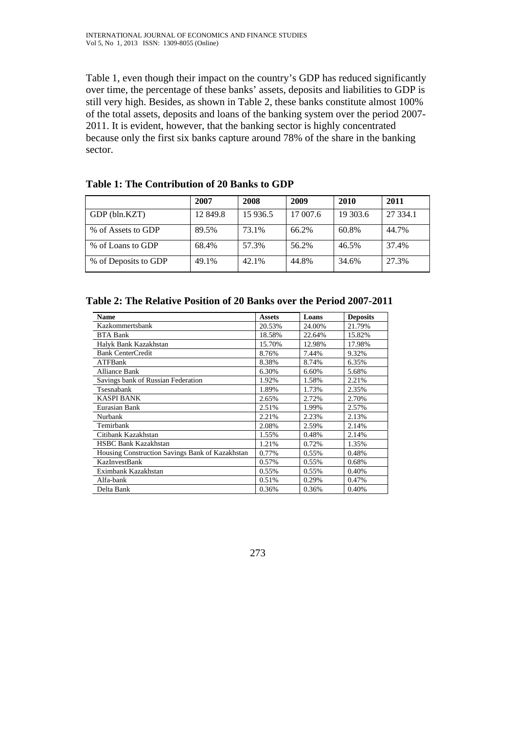Table 1, even though their impact on the country's GDP has reduced significantly over time, the percentage of these banks' assets, deposits and liabilities to GDP is still very high. Besides, as shown in Table 2, these banks constitute almost 100% of the total assets, deposits and loans of the banking system over the period 2007-2011. It is evident, however, that the banking sector is highly concentrated because only the first six banks capture around 78% of the share in the banking sector.

**Table 1: The Contribution of 20 Banks to GDP**

| | 2007 | 2008 | 2009 | 2010 | 2011 |
|---|---|---|---|---|---|
| GDP (bln.KZT) | 12 849.8 | 15 936.5 | 17 007.6 | 19 303.6 | 27 334.1 |
| % of Assets to GDP | 89.5% | 73.1% | 66.2% | 60.8% | 44.7% |
| % of Loans to GDP | 68.4% | 57.3% | 56.2% | 46.5% | 37.4% |
| % of Deposits to GDP | 49.1% | 42.1% | 44.8% | 34.6% | 27.3% |

**Table 2: The Relative Position of 20 Banks over the Period 2007-2011**

| Name | Assets | Loans | Deposits |
|---|---|---|---|
| Kazkommertsbank | 20.53% | 24.00% | 21.79% |
| BTA Bank | 18.58% | 22.64% | 15.82% |
| Halyk Bank Kazakhstan | 15.70% | 12.98% | 17.98% |
| Bank CenterCredit | 8.76% | 7.44% | 9.32% |
| ATFBank | 8.38% | 8.74% | 6.35% |
| Alliance Bank | 6.30% | 6.60% | 5.68% |
| Savings bank of Russian Federation | 1.92% | 1.58% | 2.21% |
| Tsesnabank | 1.89% | 1.73% | 2.35% |
| KASPI BANK | 2.65% | 2.72% | 2.70% |
| Eurasian Bank | 2.51% | 1.99% | 2.57% |
| Nurbank | 2.21% | 2.23% | 2.13% |
| Temirbank | 2.08% | 2.59% | 2.14% |
| Citibank Kazakhstan | 1.55% | 0.48% | 2.14% |
| HSBC Bank Kazakhstan | 1.21% | 0.72% | 1.35% |
| Housing Construction Savings Bank of Kazakhstan | 0.77% | 0.55% | 0.48% |
| KazInvestBank | 0.57% | 0.55% | 0.68% |
| Eximbank Kazakhstan | 0.55% | 0.55% | 0.40% |
| Alfa-bank | 0.51% | 0.29% | 0.47% |
| Delta Bank | 0.36% | 0.36% | 0.40% |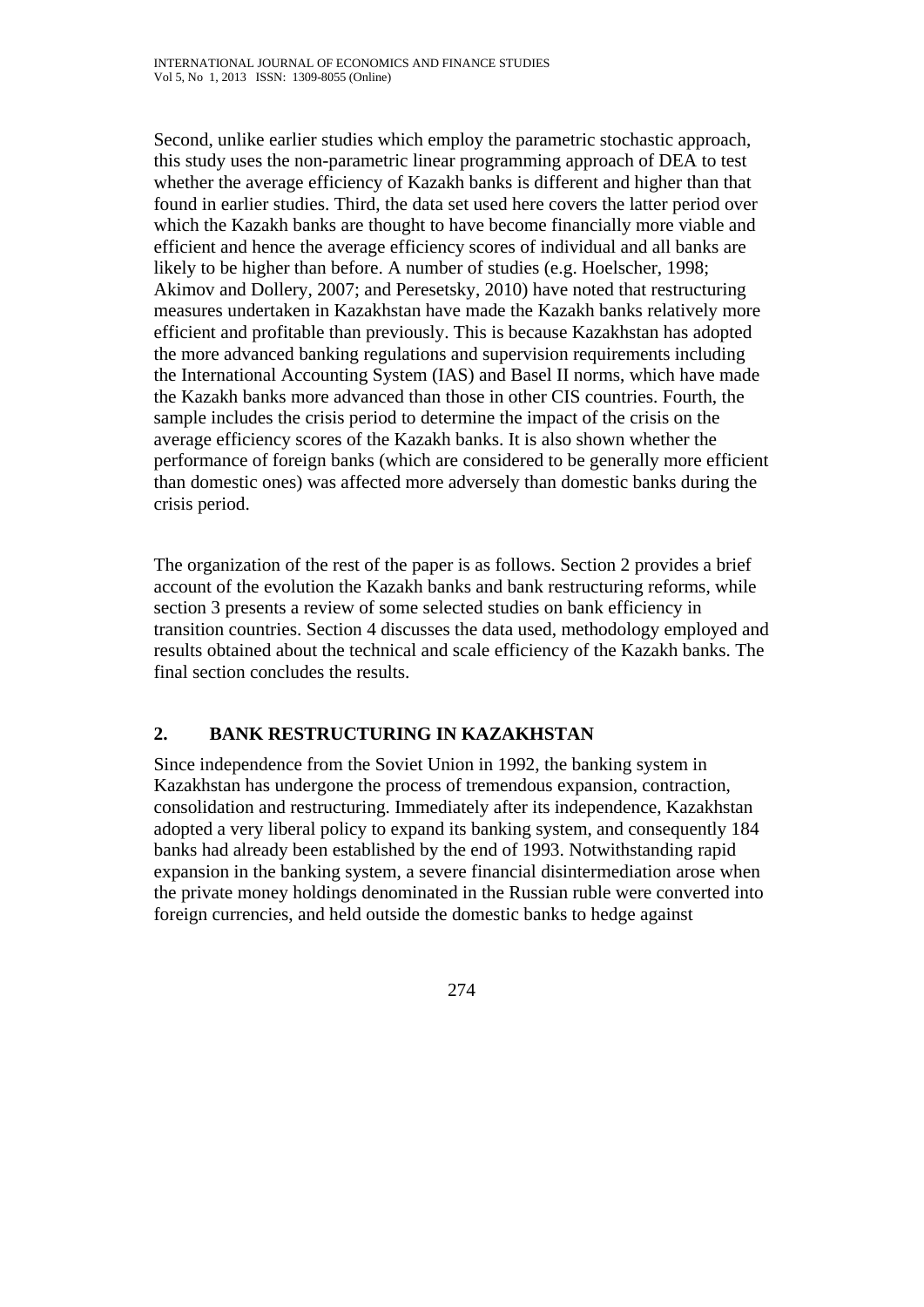Second, unlike earlier studies which employ the parametric stochastic approach, this study uses the non-parametric linear programming approach of DEA to test whether the average efficiency of Kazakh banks is different and higher than that found in earlier studies. Third, the data set used here covers the latter period over which the Kazakh banks are thought to have become financially more viable and efficient and hence the average efficiency scores of individual and all banks are likely to be higher than before. A number of studies (e.g. Hoelscher, 1998; Akimov and Dollery, 2007; and Peresetsky, 2010) have noted that restructuring measures undertaken in Kazakhstan have made the Kazakh banks relatively more efficient and profitable than previously. This is because Kazakhstan has adopted the more advanced banking regulations and supervision requirements including the International Accounting System (IAS) and Basel II norms, which have made the Kazakh banks more advanced than those in other CIS countries. Fourth, the sample includes the crisis period to determine the impact of the crisis on the average efficiency scores of the Kazakh banks. It is also shown whether the performance of foreign banks (which are considered to be generally more efficient than domestic ones) was affected more adversely than domestic banks during the crisis period.

The organization of the rest of the paper is as follows. Section 2 provides a brief account of the evolution the Kazakh banks and bank restructuring reforms, while section 3 presents a review of some selected studies on bank efficiency in transition countries. Section 4 discusses the data used, methodology employed and results obtained about the technical and scale efficiency of the Kazakh banks. The final section concludes the results.

## 2. BANK RESTRUCTURING IN KAZAKHSTAN

Since independence from the Soviet Union in 1992, the banking system in Kazakhstan has undergone the process of tremendous expansion, contraction, consolidation and restructuring. Immediately after its independence, Kazakhstan adopted a very liberal policy to expand its banking system, and consequently 184 banks had already been established by the end of 1993. Notwithstanding rapid expansion in the banking system, a severe financial disintermediation arose when the private money holdings denominated in the Russian ruble were converted into foreign currencies, and held outside the domestic banks to hedge against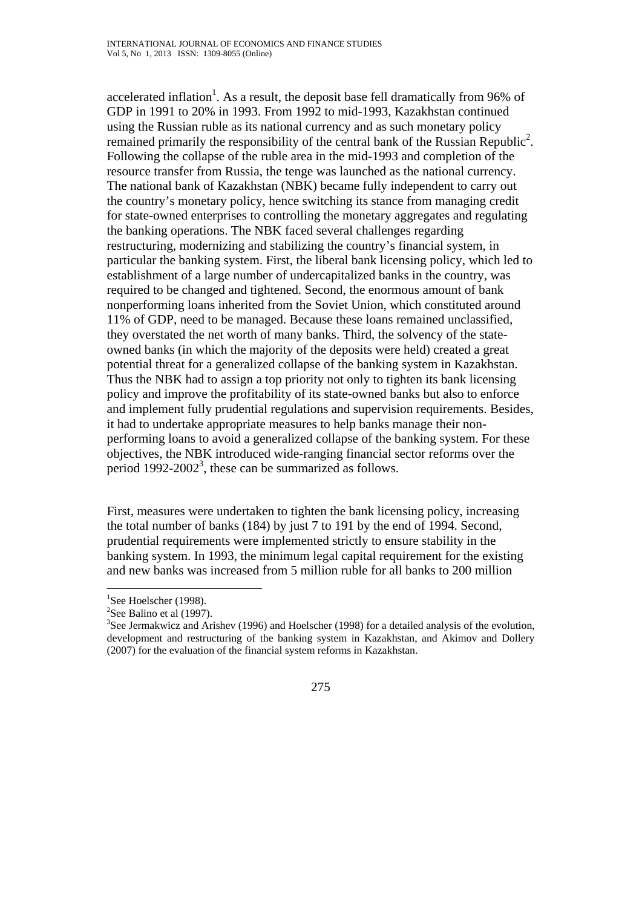accelerated inflation[1]. As a result, the deposit base fell dramatically from 96% of GDP in 1991 to 20% in 1993. From 1992 to mid-1993, Kazakhstan continued using the Russian ruble as its national currency and as such monetary policy remained primarily the responsibility of the central bank of the Russian Republic[2]. Following the collapse of the ruble area in the mid-1993 and completion of the resource transfer from Russia, the tenge was launched as the national currency. The national bank of Kazakhstan (NBK) became fully independent to carry out the country's monetary policy, hence switching its stance from managing credit for state-owned enterprises to controlling the monetary aggregates and regulating the banking operations. The NBK faced several challenges regarding restructuring, modernizing and stabilizing the country's financial system, in particular the banking system. First, the liberal bank licensing policy, which led to establishment of a large number of undercapitalized banks in the country, was required to be changed and tightened. Second, the enormous amount of bank nonperforming loans inherited from the Soviet Union, which constituted around 11% of GDP, need to be managed. Because these loans remained unclassified, they overstated the net worth of many banks. Third, the solvency of the state-owned banks (in which the majority of the deposits were held) created a great potential threat for a generalized collapse of the banking system in Kazakhstan. Thus the NBK had to assign a top priority not only to tighten its bank licensing policy and improve the profitability of its state-owned banks but also to enforce and implement fully prudential regulations and supervision requirements. Besides, it had to undertake appropriate measures to help banks manage their non-performing loans to avoid a generalized collapse of the banking system. For these objectives, the NBK introduced wide-ranging financial sector reforms over the period 1992-2002[3], these can be summarized as follows.

First, measures were undertaken to tighten the bank licensing policy, increasing the total number of banks (184) by just 7 to 191 by the end of 1994. Second, prudential requirements were implemented strictly to ensure stability in the banking system. In 1993, the minimum legal capital requirement for the existing and new banks was increased from 5 million ruble for all banks to 200 million

---

[1] See Hoelscher (1998).

[2] See Balino et al (1997).

[3] See Jermakwicz and Arishev (1996) and Hoelscher (1998) for a detailed analysis of the evolution, development and restructuring of the banking system in Kazakhstan, and Akimov and Dollery (2007) for the evaluation of the financial system reforms in Kazakhstan.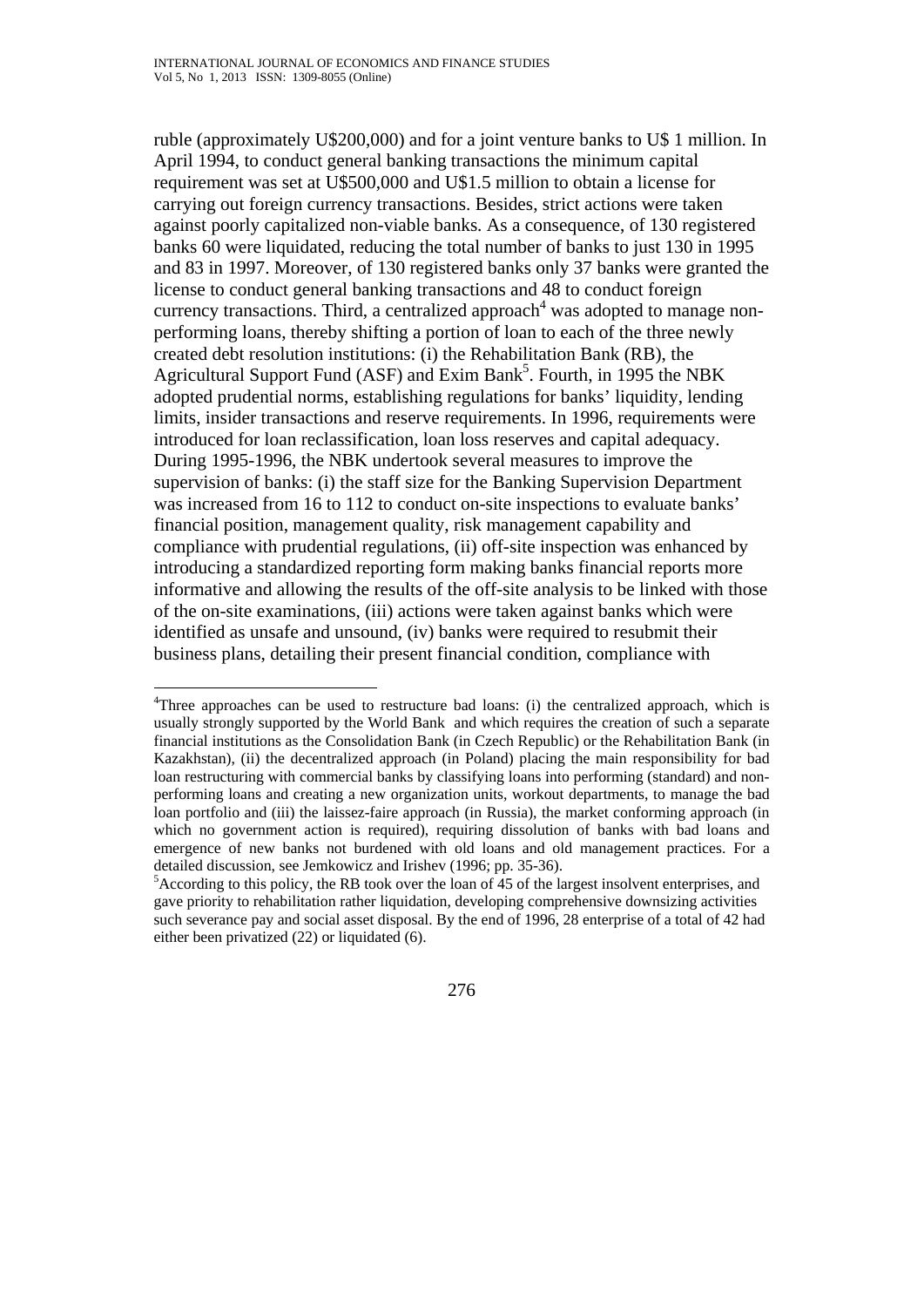ruble (approximately U$200,000) and for a joint venture banks to U$ 1 million. In April 1994, to conduct general banking transactions the minimum capital requirement was set at U$500,000 and U$1.5 million to obtain a license for carrying out foreign currency transactions. Besides, strict actions were taken against poorly capitalized non-viable banks. As a consequence, of 130 registered banks 60 were liquidated, reducing the total number of banks to just 130 in 1995 and 83 in 1997. Moreover, of 130 registered banks only 37 banks were granted the license to conduct general banking transactions and 48 to conduct foreign currency transactions. Third, a centralized approach[4] was adopted to manage non-performing loans, thereby shifting a portion of loan to each of the three newly created debt resolution institutions: (i) the Rehabilitation Bank (RB), the Agricultural Support Fund (ASF) and Exim Bank[5]. Fourth, in 1995 the NBK adopted prudential norms, establishing regulations for banks' liquidity, lending limits, insider transactions and reserve requirements. In 1996, requirements were introduced for loan reclassification, loan loss reserves and capital adequacy. During 1995-1996, the NBK undertook several measures to improve the supervision of banks: (i) the staff size for the Banking Supervision Department was increased from 16 to 112 to conduct on-site inspections to evaluate banks' financial position, management quality, risk management capability and compliance with prudential regulations, (ii) off-site inspection was enhanced by introducing a standardized reporting form making banks financial reports more informative and allowing the results of the off-site analysis to be linked with those of the on-site examinations, (iii) actions were taken against banks which were identified as unsafe and unsound, (iv) banks were required to resubmit their business plans, detailing their present financial condition, compliance with

---

[4]Three approaches can be used to restructure bad loans: (i) the centralized approach, which is usually strongly supported by the World Bank and which requires the creation of such a separate financial institutions as the Consolidation Bank (in Czech Republic) or the Rehabilitation Bank (in Kazakhstan), (ii) the decentralized approach (in Poland) placing the main responsibility for bad loan restructuring with commercial banks by classifying loans into performing (standard) and non-performing loans and creating a new organization units, workout departments, to manage the bad loan portfolio and (iii) the laissez-faire approach (in Russia), the market conforming approach (in which no government action is required), requiring dissolution of banks with bad loans and emergence of new banks not burdened with old loans and old management practices. For a detailed discussion, see Jemkowicz and Irishev (1996; pp. 35-36).

[5]According to this policy, the RB took over the loan of 45 of the largest insolvent enterprises, and gave priority to rehabilitation rather liquidation, developing comprehensive downsizing activities such severance pay and social asset disposal. By the end of 1996, 28 enterprise of a total of 42 had either been privatized (22) or liquidated (6).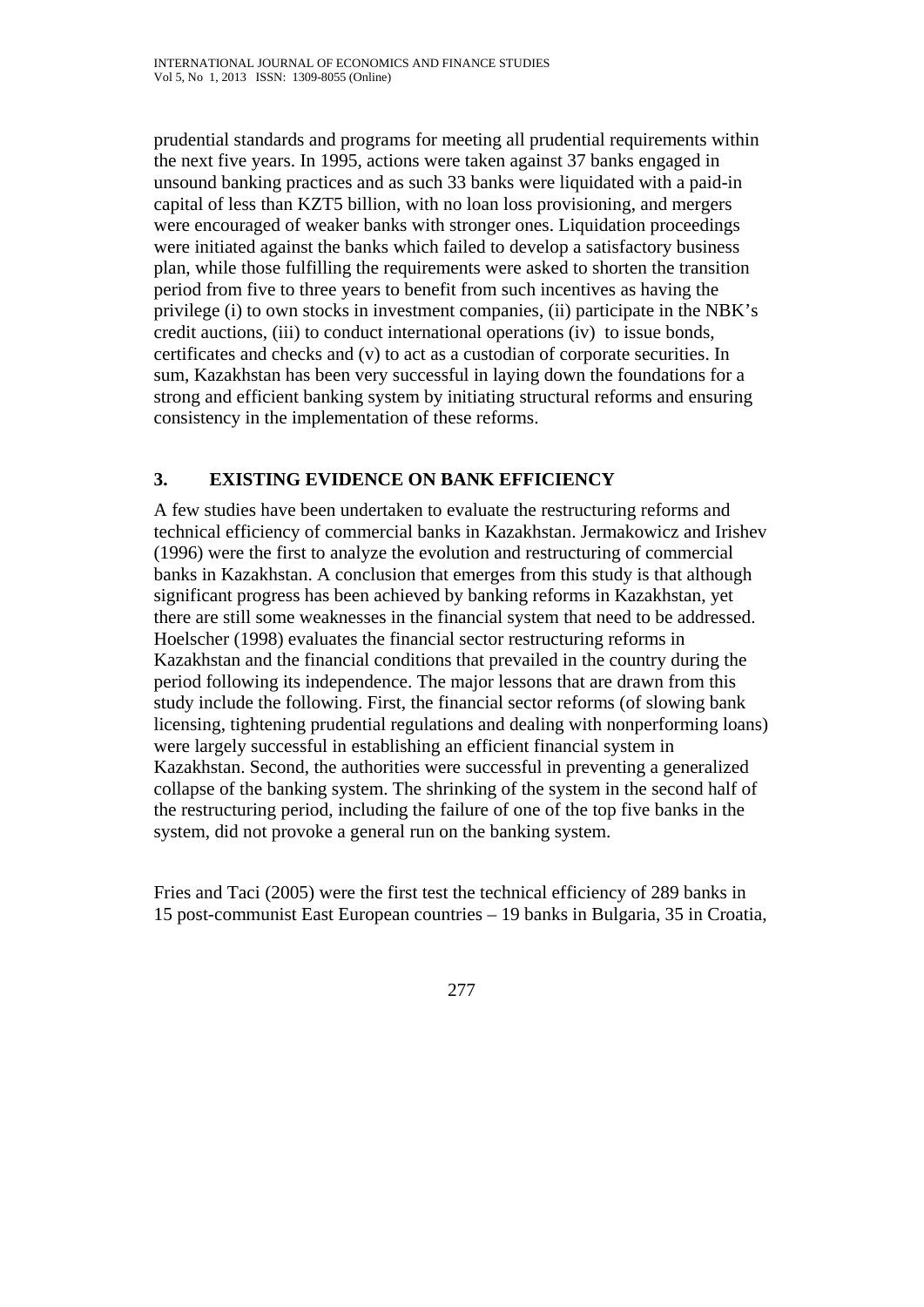prudential standards and programs for meeting all prudential requirements within the next five years. In 1995, actions were taken against 37 banks engaged in unsound banking practices and as such 33 banks were liquidated with a paid-in capital of less than KZT5 billion, with no loan loss provisioning, and mergers were encouraged of weaker banks with stronger ones. Liquidation proceedings were initiated against the banks which failed to develop a satisfactory business plan, while those fulfilling the requirements were asked to shorten the transition period from five to three years to benefit from such incentives as having the privilege (i) to own stocks in investment companies, (ii) participate in the NBK's credit auctions, (iii) to conduct international operations (iv) to issue bonds, certificates and checks and (v) to act as a custodian of corporate securities. In sum, Kazakhstan has been very successful in laying down the foundations for a strong and efficient banking system by initiating structural reforms and ensuring consistency in the implementation of these reforms.

## 3. EXISTING EVIDENCE ON BANK EFFICIENCY

A few studies have been undertaken to evaluate the restructuring reforms and technical efficiency of commercial banks in Kazakhstan. Jermakowicz and Irishev (1996) were the first to analyze the evolution and restructuring of commercial banks in Kazakhstan. A conclusion that emerges from this study is that although significant progress has been achieved by banking reforms in Kazakhstan, yet there are still some weaknesses in the financial system that need to be addressed. Hoelscher (1998) evaluates the financial sector restructuring reforms in Kazakhstan and the financial conditions that prevailed in the country during the period following its independence. The major lessons that are drawn from this study include the following. First, the financial sector reforms (of slowing bank licensing, tightening prudential regulations and dealing with nonperforming loans) were largely successful in establishing an efficient financial system in Kazakhstan. Second, the authorities were successful in preventing a generalized collapse of the banking system. The shrinking of the system in the second half of the restructuring period, including the failure of one of the top five banks in the system, did not provoke a general run on the banking system.

Fries and Taci (2005) were the first test the technical efficiency of 289 banks in 15 post-communist East European countries – 19 banks in Bulgaria, 35 in Croatia,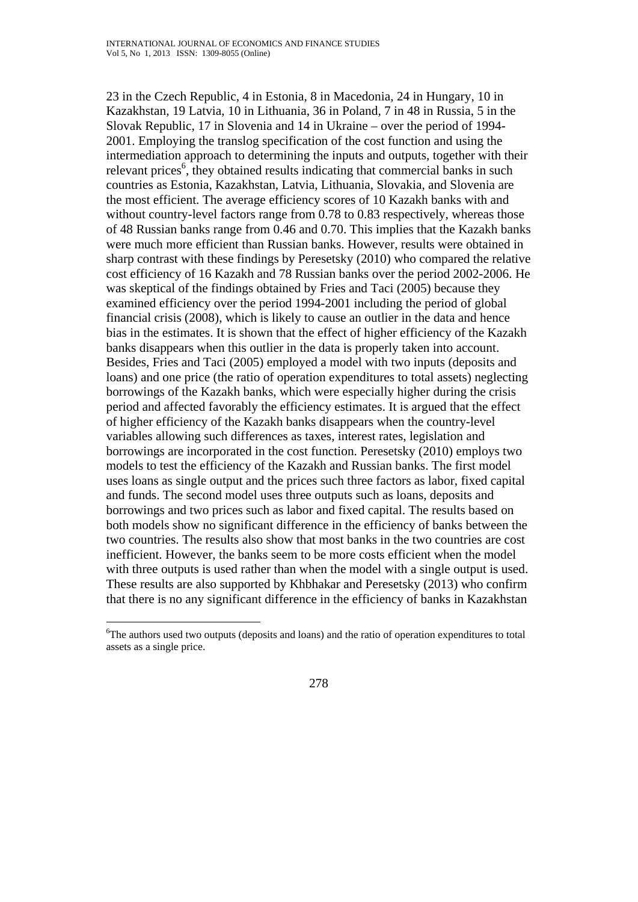23 in the Czech Republic, 4 in Estonia, 8 in Macedonia, 24 in Hungary, 10 in Kazakhstan, 19 Latvia, 10 in Lithuania, 36 in Poland, 7 in 48 in Russia, 5 in the Slovak Republic, 17 in Slovenia and 14 in Ukraine – over the period of 1994-2001. Employing the translog specification of the cost function and using the intermediation approach to determining the inputs and outputs, together with their relevant prices[6], they obtained results indicating that commercial banks in such countries as Estonia, Kazakhstan, Latvia, Lithuania, Slovakia, and Slovenia are the most efficient. The average efficiency scores of 10 Kazakh banks with and without country-level factors range from 0.78 to 0.83 respectively, whereas those of 48 Russian banks range from 0.46 and 0.70. This implies that the Kazakh banks were much more efficient than Russian banks. However, results were obtained in sharp contrast with these findings by Peresetsky (2010) who compared the relative cost efficiency of 16 Kazakh and 78 Russian banks over the period 2002-2006. He was skeptical of the findings obtained by Fries and Taci (2005) because they examined efficiency over the period 1994-2001 including the period of global financial crisis (2008), which is likely to cause an outlier in the data and hence bias in the estimates. It is shown that the effect of higher efficiency of the Kazakh banks disappears when this outlier in the data is properly taken into account. Besides, Fries and Taci (2005) employed a model with two inputs (deposits and loans) and one price (the ratio of operation expenditures to total assets) neglecting borrowings of the Kazakh banks, which were especially higher during the crisis period and affected favorably the efficiency estimates. It is argued that the effect of higher efficiency of the Kazakh banks disappears when the country-level variables allowing such differences as taxes, interest rates, legislation and borrowings are incorporated in the cost function. Peresetsky (2010) employs two models to test the efficiency of the Kazakh and Russian banks. The first model uses loans as single output and the prices such three factors as labor, fixed capital and funds. The second model uses three outputs such as loans, deposits and borrowings and two prices such as labor and fixed capital. The results based on both models show no significant difference in the efficiency of banks between the two countries. The results also show that most banks in the two countries are cost inefficient. However, the banks seem to be more costs efficient when the model with three outputs is used rather than when the model with a single output is used. These results are also supported by Khbhakar and Peresetsky (2013) who confirm that there is no any significant difference in the efficiency of banks in Kazakhstan

---

[6] The authors used two outputs (deposits and loans) and the ratio of operation expenditures to total assets as a single price.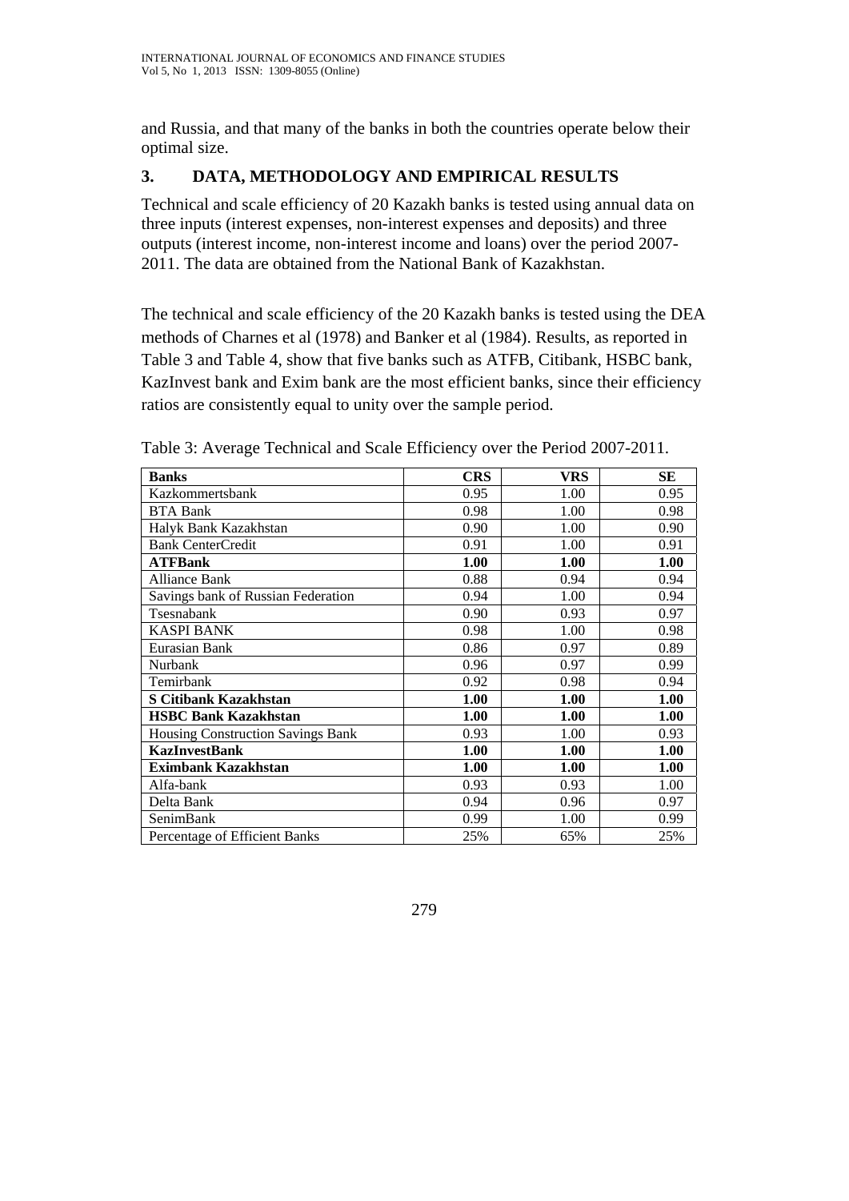and Russia, and that many of the banks in both the countries operate below their optimal size.

## 3. DATA, METHODOLOGY AND EMPIRICAL RESULTS

Technical and scale efficiency of 20 Kazakh banks is tested using annual data on three inputs (interest expenses, non-interest expenses and deposits) and three outputs (interest income, non-interest income and loans) over the period 2007-2011. The data are obtained from the National Bank of Kazakhstan.

The technical and scale efficiency of the 20 Kazakh banks is tested using the DEA methods of Charnes et al (1978) and Banker et al (1984). Results, as reported in Table 3 and Table 4, show that five banks such as ATFB, Citibank, HSBC bank, KazInvest bank and Exim bank are the most efficient banks, since their efficiency ratios are consistently equal to unity over the sample period.

Table 3: Average Technical and Scale Efficiency over the Period 2007-2011.

| **Banks** | **CRS** | **VRS** | **SE** |
|---|---|---|---|
| Kazkommertsbank | 0.95 | 1.00 | 0.95 |
| BTA Bank | 0.98 | 1.00 | 0.98 |
| Halyk Bank Kazakhstan | 0.90 | 1.00 | 0.90 |
| Bank CenterCredit | 0.91 | 1.00 | 0.91 |
| **ATFBank** | **1.00** | **1.00** | **1.00** |
| Alliance Bank | 0.88 | 0.94 | 0.94 |
| Savings bank of Russian Federation | 0.94 | 1.00 | 0.94 |
| Tsesnabank | 0.90 | 0.93 | 0.97 |
| KASPI BANK | 0.98 | 1.00 | 0.98 |
| Eurasian Bank | 0.86 | 0.97 | 0.89 |
| Nurbank | 0.96 | 0.97 | 0.99 |
| Temirbank | 0.92 | 0.98 | 0.94 |
| **S Citibank Kazakhstan** | **1.00** | **1.00** | **1.00** |
| **HSBC Bank Kazakhstan** | **1.00** | **1.00** | **1.00** |
| Housing Construction Savings Bank | 0.93 | 1.00 | 0.93 |
| **KazInvestBank** | **1.00** | **1.00** | **1.00** |
| **Eximbank Kazakhstan** | **1.00** | **1.00** | **1.00** |
| Alfa-bank | 0.93 | 0.93 | 1.00 |
| Delta Bank | 0.94 | 0.96 | 0.97 |
| SenimBank | 0.99 | 1.00 | 0.99 |
| Percentage of Efficient Banks | 25% | 65% | 25% |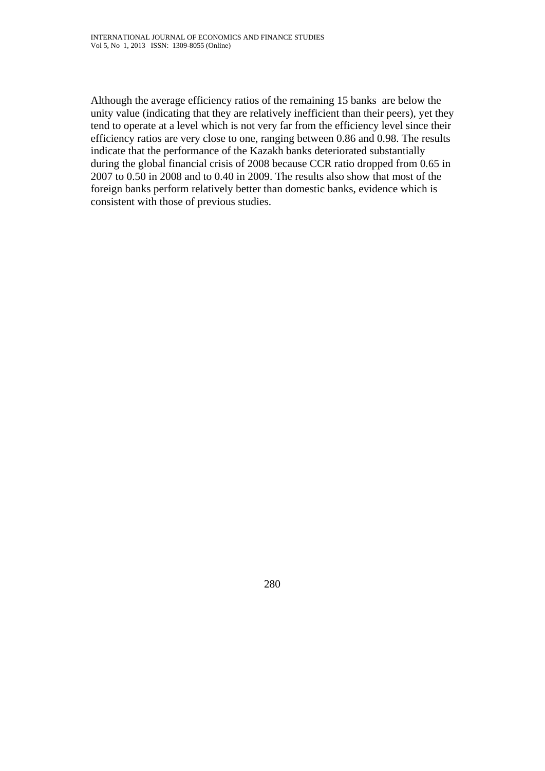Although the average efficiency ratios of the remaining 15 banks  are below the unity value (indicating that they are relatively inefficient than their peers), yet they tend to operate at a level which is not very far from the efficiency level since their efficiency ratios are very close to one, ranging between 0.86 and 0.98. The results indicate that the performance of the Kazakh banks deteriorated substantially during the global financial crisis of 2008 because CCR ratio dropped from 0.65 in 2007 to 0.50 in 2008 and to 0.40 in 2009. The results also show that most of the foreign banks perform relatively better than domestic banks, evidence which is consistent with those of previous studies.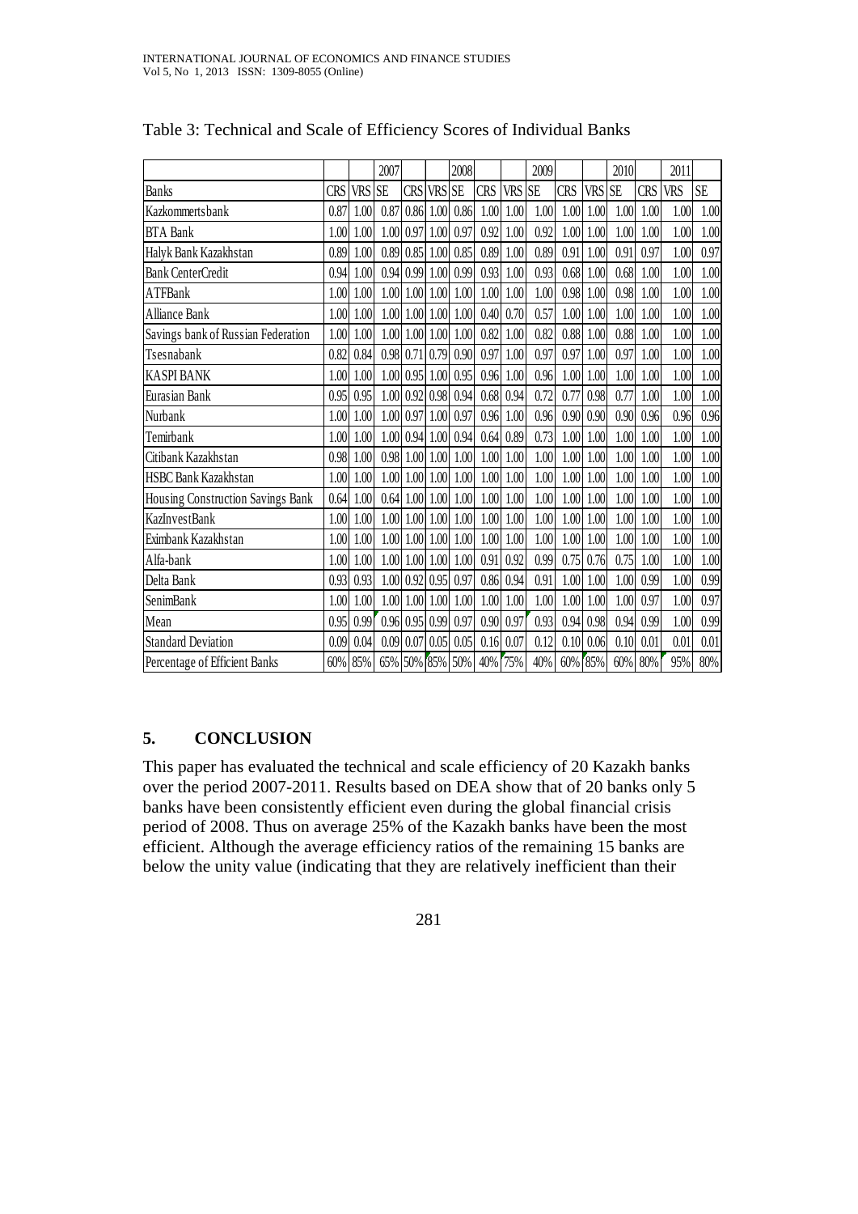Table 3: Technical and Scale of Efficiency Scores of Individual Banks

| | | | 2007 | | | 2008 | | | 2009 | | | 2010 | | 2011 | |
|---|---|---|---|---|---|---|---|---|---|---|---|---|---|---|---|
| Banks | CRS | VRS | SE | CRS | VRS | SE | CRS | VRS | SE | CRS | VRS | SE | CRS | VRS | SE |
| Kazkommertsbank | 0.87 | 1.00 | 0.87 | 0.86 | 1.00 | 0.86 | 1.00 | 1.00 | 1.00 | 1.00 | 1.00 | 1.00 | 1.00 | 1.00 | 1.00 |
| BTA Bank | 1.00 | 1.00 | 1.00 | 0.97 | 1.00 | 0.97 | 0.92 | 1.00 | 0.92 | 1.00 | 1.00 | 1.00 | 1.00 | 1.00 | 1.00 |
| Halyk Bank Kazakhstan | 0.89 | 1.00 | 0.89 | 0.85 | 1.00 | 0.85 | 0.89 | 1.00 | 0.89 | 0.91 | 1.00 | 0.91 | 0.97 | 1.00 | 0.97 |
| Bank CenterCredit | 0.94 | 1.00 | 0.94 | 0.99 | 1.00 | 0.99 | 0.93 | 1.00 | 0.93 | 0.68 | 1.00 | 0.68 | 1.00 | 1.00 | 1.00 |
| ATFBank | 1.00 | 1.00 | 1.00 | 1.00 | 1.00 | 1.00 | 1.00 | 1.00 | 1.00 | 0.98 | 1.00 | 0.98 | 1.00 | 1.00 | 1.00 |
| Alliance Bank | 1.00 | 1.00 | 1.00 | 1.00 | 1.00 | 1.00 | 0.40 | 0.70 | 0.57 | 1.00 | 1.00 | 1.00 | 1.00 | 1.00 | 1.00 |
| Savings bank of Russian Federation | 1.00 | 1.00 | 1.00 | 1.00 | 1.00 | 1.00 | 0.82 | 1.00 | 0.82 | 0.88 | 1.00 | 0.88 | 1.00 | 1.00 | 1.00 |
| Tsesnabank | 0.82 | 0.84 | 0.98 | 0.71 | 0.79 | 0.90 | 0.97 | 1.00 | 0.97 | 0.97 | 1.00 | 0.97 | 1.00 | 1.00 | 1.00 |
| KASPI BANK | 1.00 | 1.00 | 1.00 | 0.95 | 1.00 | 0.95 | 0.96 | 1.00 | 0.96 | 1.00 | 1.00 | 1.00 | 1.00 | 1.00 | 1.00 |
| Eurasian Bank | 0.95 | 0.95 | 1.00 | 0.92 | 0.98 | 0.94 | 0.68 | 0.94 | 0.72 | 0.77 | 0.98 | 0.77 | 1.00 | 1.00 | 1.00 |
| Nurbank | 1.00 | 1.00 | 1.00 | 0.97 | 1.00 | 0.97 | 0.96 | 1.00 | 0.96 | 0.90 | 0.90 | 0.90 | 0.96 | 0.96 | 0.96 |
| Temirbank | 1.00 | 1.00 | 1.00 | 0.94 | 1.00 | 0.94 | 0.64 | 0.89 | 0.73 | 1.00 | 1.00 | 1.00 | 1.00 | 1.00 | 1.00 |
| Citibank Kazakhstan | 0.98 | 1.00 | 0.98 | 1.00 | 1.00 | 1.00 | 1.00 | 1.00 | 1.00 | 1.00 | 1.00 | 1.00 | 1.00 | 1.00 | 1.00 |
| HSBC Bank Kazakhstan | 1.00 | 1.00 | 1.00 | 1.00 | 1.00 | 1.00 | 1.00 | 1.00 | 1.00 | 1.00 | 1.00 | 1.00 | 1.00 | 1.00 | 1.00 |
| Housing Construction Savings Bank | 0.64 | 1.00 | 0.64 | 1.00 | 1.00 | 1.00 | 1.00 | 1.00 | 1.00 | 1.00 | 1.00 | 1.00 | 1.00 | 1.00 | 1.00 |
| KazInvestBank | 1.00 | 1.00 | 1.00 | 1.00 | 1.00 | 1.00 | 1.00 | 1.00 | 1.00 | 1.00 | 1.00 | 1.00 | 1.00 | 1.00 | 1.00 |
| Eximbank Kazakhstan | 1.00 | 1.00 | 1.00 | 1.00 | 1.00 | 1.00 | 1.00 | 1.00 | 1.00 | 1.00 | 1.00 | 1.00 | 1.00 | 1.00 | 1.00 |
| Alfa-bank | 1.00 | 1.00 | 1.00 | 1.00 | 1.00 | 1.00 | 0.91 | 0.92 | 0.99 | 0.75 | 0.76 | 0.75 | 1.00 | 1.00 | 1.00 |
| Delta Bank | 0.93 | 0.93 | 1.00 | 0.92 | 0.95 | 0.97 | 0.86 | 0.94 | 0.91 | 1.00 | 1.00 | 1.00 | 0.99 | 1.00 | 0.99 |
| SenimBank | 1.00 | 1.00 | 1.00 | 1.00 | 1.00 | 1.00 | 1.00 | 1.00 | 1.00 | 1.00 | 1.00 | 1.00 | 0.97 | 1.00 | 0.97 |
| Mean | 0.95 | 0.99 | 0.96 | 0.95 | 0.99 | 0.97 | 0.90 | 0.97 | 0.93 | 0.94 | 0.98 | 0.94 | 0.99 | 1.00 | 0.99 |
| Standard Deviation | 0.09 | 0.04 | 0.09 | 0.07 | 0.05 | 0.05 | 0.16 | 0.07 | 0.12 | 0.10 | 0.06 | 0.10 | 0.01 | 0.01 | 0.01 |
| Percentage of Efficient Banks | 60% | 85% | 65% | 50% | 85% | 50% | 40% | 75% | 40% | 60% | 85% | 60% | 80% | 95% | 80% |

## 5. CONCLUSION

This paper has evaluated the technical and scale efficiency of 20 Kazakh banks over the period 2007-2011. Results based on DEA show that of 20 banks only 5 banks have been consistently efficient even during the global financial crisis period of 2008. Thus on average 25% of the Kazakh banks have been the most efficient. Although the average efficiency ratios of the remaining 15 banks are below the unity value (indicating that they are relatively inefficient than their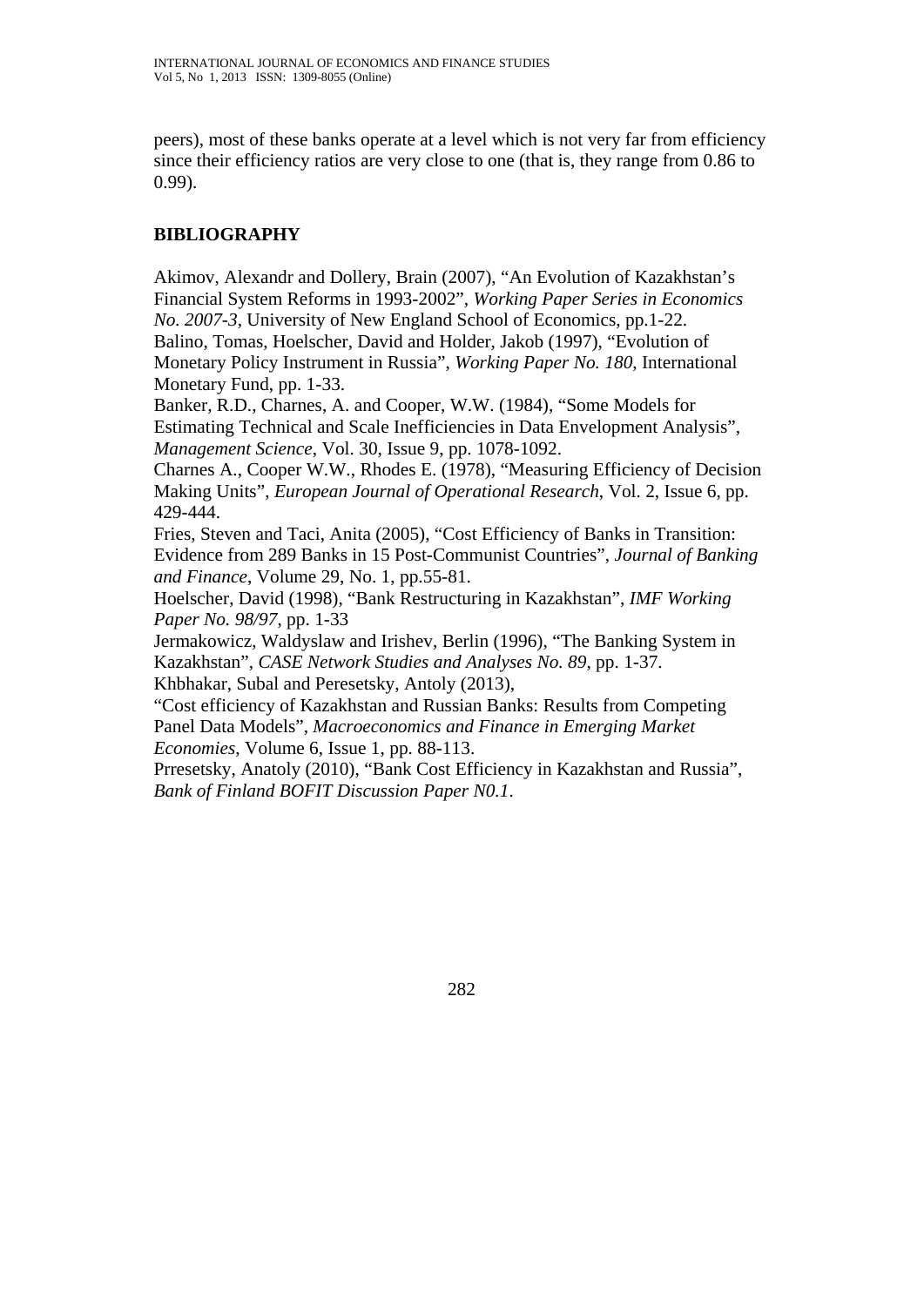peers), most of these banks operate at a level which is not very far from efficiency since their efficiency ratios are very close to one (that is, they range from 0.86 to 0.99).

## BIBLIOGRAPHY

Akimov, Alexandr and Dollery, Brain (2007), "An Evolution of Kazakhstan's Financial System Reforms in 1993-2002", *Working Paper Series in Economics No. 2007-3*, University of New England School of Economics, pp.1-22.

Balino, Tomas, Hoelscher, David and Holder, Jakob (1997), "Evolution of Monetary Policy Instrument in Russia", *Working Paper No. 180*, International Monetary Fund, pp. 1-33.

Banker, R.D., Charnes, A. and Cooper, W.W. (1984), "Some Models for Estimating Technical and Scale Inefficiencies in Data Envelopment Analysis", *Management Science*, Vol. 30, Issue 9, pp. 1078-1092.

Charnes A., Cooper W.W., Rhodes E. (1978), "Measuring Efficiency of Decision Making Units", *European Journal of Operational Research*, Vol. 2, Issue 6, pp. 429-444.

Fries, Steven and Taci, Anita (2005), "Cost Efficiency of Banks in Transition: Evidence from 289 Banks in 15 Post-Communist Countries", *Journal of Banking and Finance*, Volume 29, No. 1, pp.55-81.

Hoelscher, David (1998), "Bank Restructuring in Kazakhstan", *IMF Working Paper No. 98/97*, pp. 1-33

Jermakowicz, Waldyslaw and Irishev, Berlin (1996), "The Banking System in Kazakhstan", *CASE Network Studies and Analyses No. 89*, pp. 1-37.

Khbhakar, Subal and Peresetsky, Antoly (2013), "Cost efficiency of Kazakhstan and Russian Banks: Results from Competing Panel Data Models", *Macroeconomics and Finance in Emerging Market Economies*, Volume 6, Issue 1, pp. 88-113.

Prresetsky, Anatoly (2010), "Bank Cost Efficiency in Kazakhstan and Russia", *Bank of Finland BOFIT Discussion Paper N0.1*.